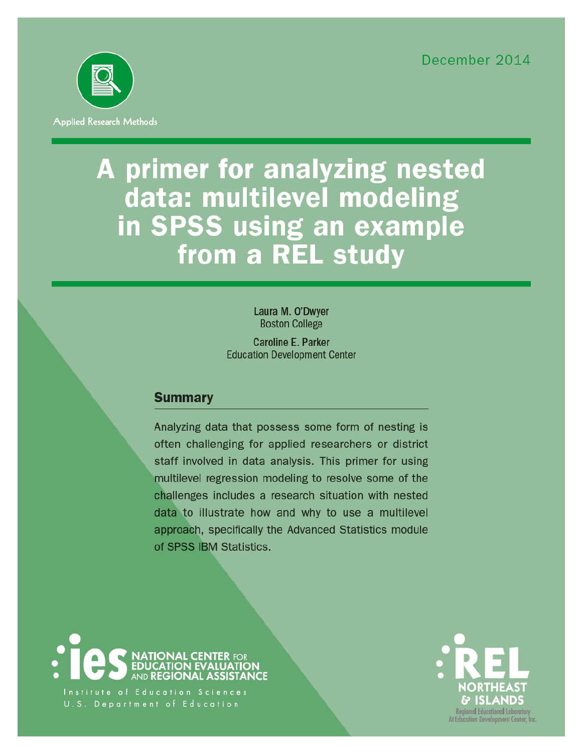December 2014

Applied Research Methods

# A primer for analyzing nested data: multilevel modeling in SPSS using an example from a REL study

**Laura M. O'Dwyer**
Boston College

**Caroline E. Parker**
Education Development Center

## Summary

Analyzing data that possess some form of nesting is often challenging for applied researchers or district staff involved in data analysis. This primer for using multilevel regression modeling to resolve some of the challenges includes a research situation with nested data to illustrate how and why to use a multilevel approach, specifically the Advanced Statistics module of SPSS IBM Statistics.

ies NATIONAL CENTER FOR EDUCATION EVALUATION AND REGIONAL ASSISTANCE
Institute of Education Sciences
U.S. Department of Education

REL NORTHEAST & ISLANDS
Regional Educational Laboratory
At Education Development Center, Inc.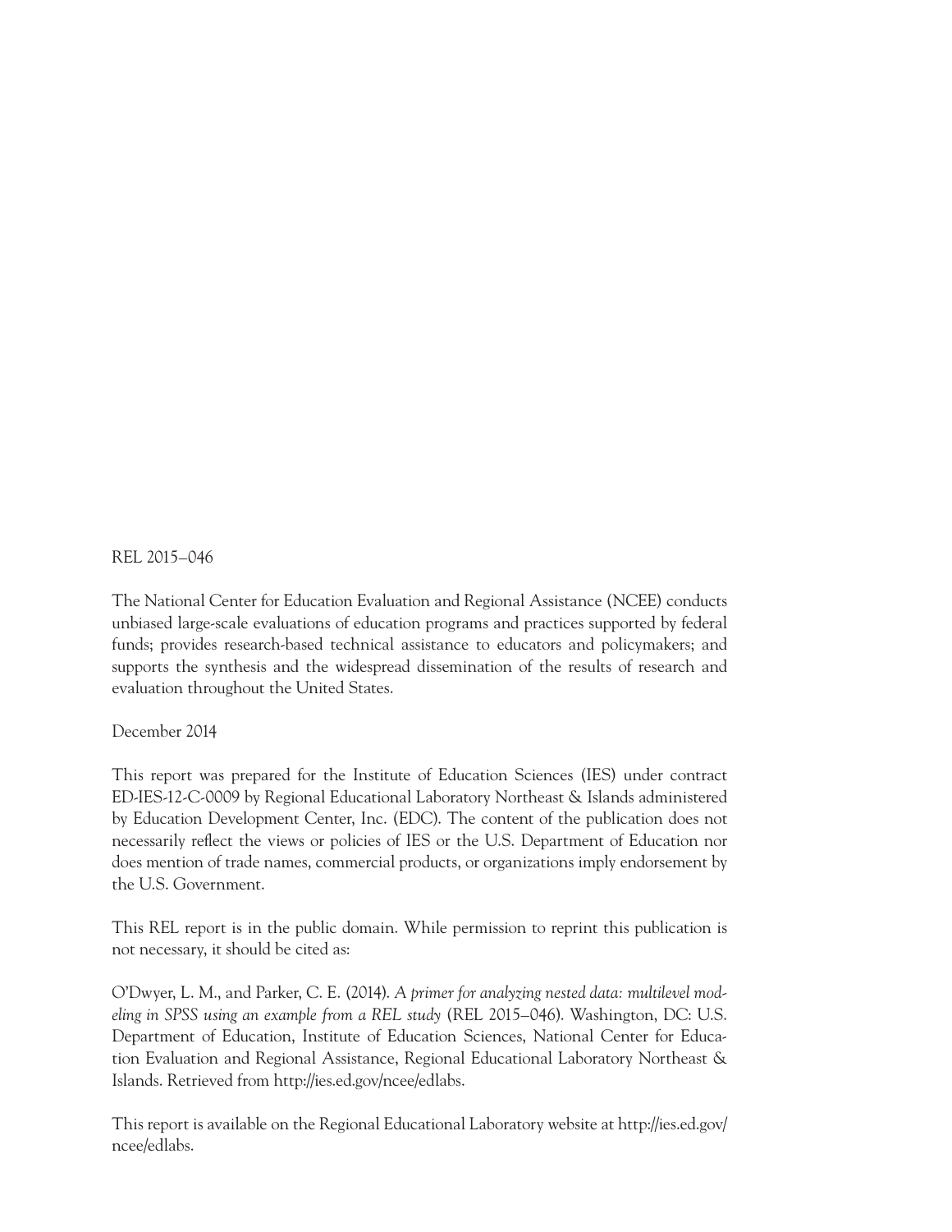REL 2015–046

The National Center for Education Evaluation and Regional Assistance (NCEE) conducts unbiased large-scale evaluations of education programs and practices supported by federal funds; provides research-based technical assistance to educators and policymakers; and supports the synthesis and the widespread dissemination of the results of research and evaluation throughout the United States.

December 2014

This report was prepared for the Institute of Education Sciences (IES) under contract ED-IES-12-C-0009 by Regional Educational Laboratory Northeast & Islands administered by Education Development Center, Inc. (EDC). The content of the publication does not necessarily reflect the views or policies of IES or the U.S. Department of Education nor does mention of trade names, commercial products, or organizations imply endorsement by the U.S. Government.

This REL report is in the public domain. While permission to reprint this publication is not necessary, it should be cited as:

O'Dwyer, L. M., and Parker, C. E. (2014). *A primer for analyzing nested data: multilevel modeling in SPSS using an example from a REL study* (REL 2015–046). Washington, DC: U.S. Department of Education, Institute of Education Sciences, National Center for Education Evaluation and Regional Assistance, Regional Educational Laboratory Northeast & Islands. Retrieved from http://ies.ed.gov/ncee/edlabs.

This report is available on the Regional Educational Laboratory website at http://ies.ed.gov/ncee/edlabs.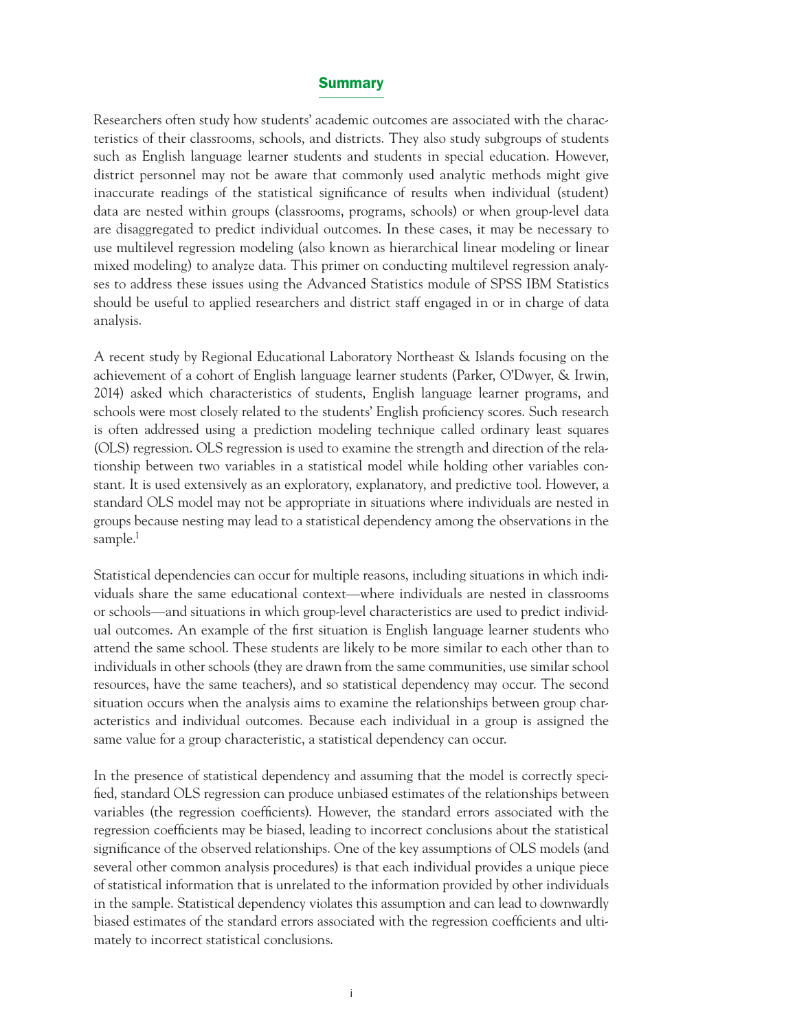## Summary

Researchers often study how students' academic outcomes are associated with the characteristics of their classrooms, schools, and districts. They also study subgroups of students such as English language learner students and students in special education. However, district personnel may not be aware that commonly used analytic methods might give inaccurate readings of the statistical significance of results when individual (student) data are nested within groups (classrooms, programs, schools) or when group-level data are disaggregated to predict individual outcomes. In these cases, it may be necessary to use multilevel regression modeling (also known as hierarchical linear modeling or linear mixed modeling) to analyze data. This primer on conducting multilevel regression analyses to address these issues using the Advanced Statistics module of SPSS IBM Statistics should be useful to applied researchers and district staff engaged in or in charge of data analysis.

A recent study by Regional Educational Laboratory Northeast & Islands focusing on the achievement of a cohort of English language learner students (Parker, O'Dwyer, & Irwin, 2014) asked which characteristics of students, English language learner programs, and schools were most closely related to the students' English proficiency scores. Such research is often addressed using a prediction modeling technique called ordinary least squares (OLS) regression. OLS regression is used to examine the strength and direction of the relationship between two variables in a statistical model while holding other variables constant. It is used extensively as an exploratory, explanatory, and predictive tool. However, a standard OLS model may not be appropriate in situations where individuals are nested in groups because nesting may lead to a statistical dependency among the observations in the sample.[1]

Statistical dependencies can occur for multiple reasons, including situations in which individuals share the same educational context—where individuals are nested in classrooms or schools—and situations in which group-level characteristics are used to predict individual outcomes. An example of the first situation is English language learner students who attend the same school. These students are likely to be more similar to each other than to individuals in other schools (they are drawn from the same communities, use similar school resources, have the same teachers), and so statistical dependency may occur. The second situation occurs when the analysis aims to examine the relationships between group characteristics and individual outcomes. Because each individual in a group is assigned the same value for a group characteristic, a statistical dependency can occur.

In the presence of statistical dependency and assuming that the model is correctly specified, standard OLS regression can produce unbiased estimates of the relationships between variables (the regression coefficients). However, the standard errors associated with the regression coefficients may be biased, leading to incorrect conclusions about the statistical significance of the observed relationships. One of the key assumptions of OLS models (and several other common analysis procedures) is that each individual provides a unique piece of statistical information that is unrelated to the information provided by other individuals in the sample. Statistical dependency violates this assumption and can lead to downwardly biased estimates of the standard errors associated with the regression coefficients and ultimately to incorrect statistical conclusions.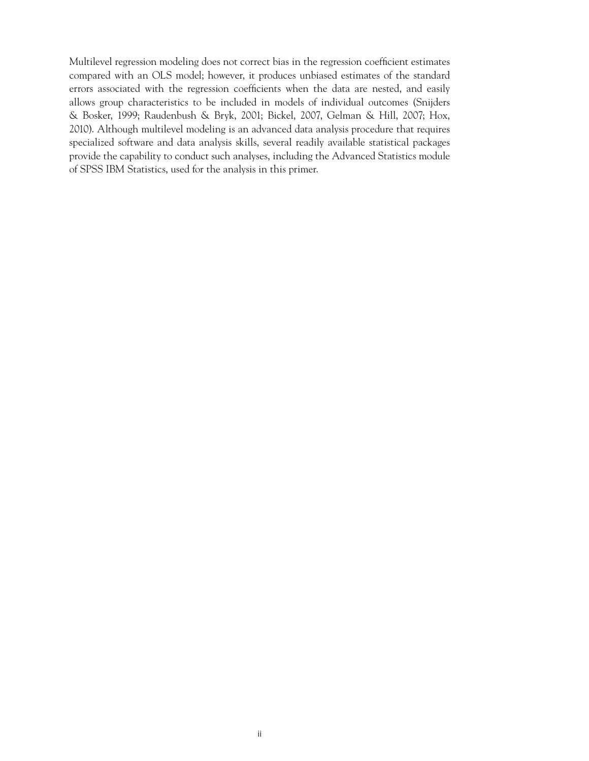Multilevel regression modeling does not correct bias in the regression coefficient estimates compared with an OLS model; however, it produces unbiased estimates of the standard errors associated with the regression coefficients when the data are nested, and easily allows group characteristics to be included in models of individual outcomes (Snijders & Bosker, 1999; Raudenbush & Bryk, 2001; Bickel, 2007, Gelman & Hill, 2007; Hox, 2010). Although multilevel modeling is an advanced data analysis procedure that requires specialized software and data analysis skills, several readily available statistical packages provide the capability to conduct such analyses, including the Advanced Statistics module of SPSS IBM Statistics, used for the analysis in this primer.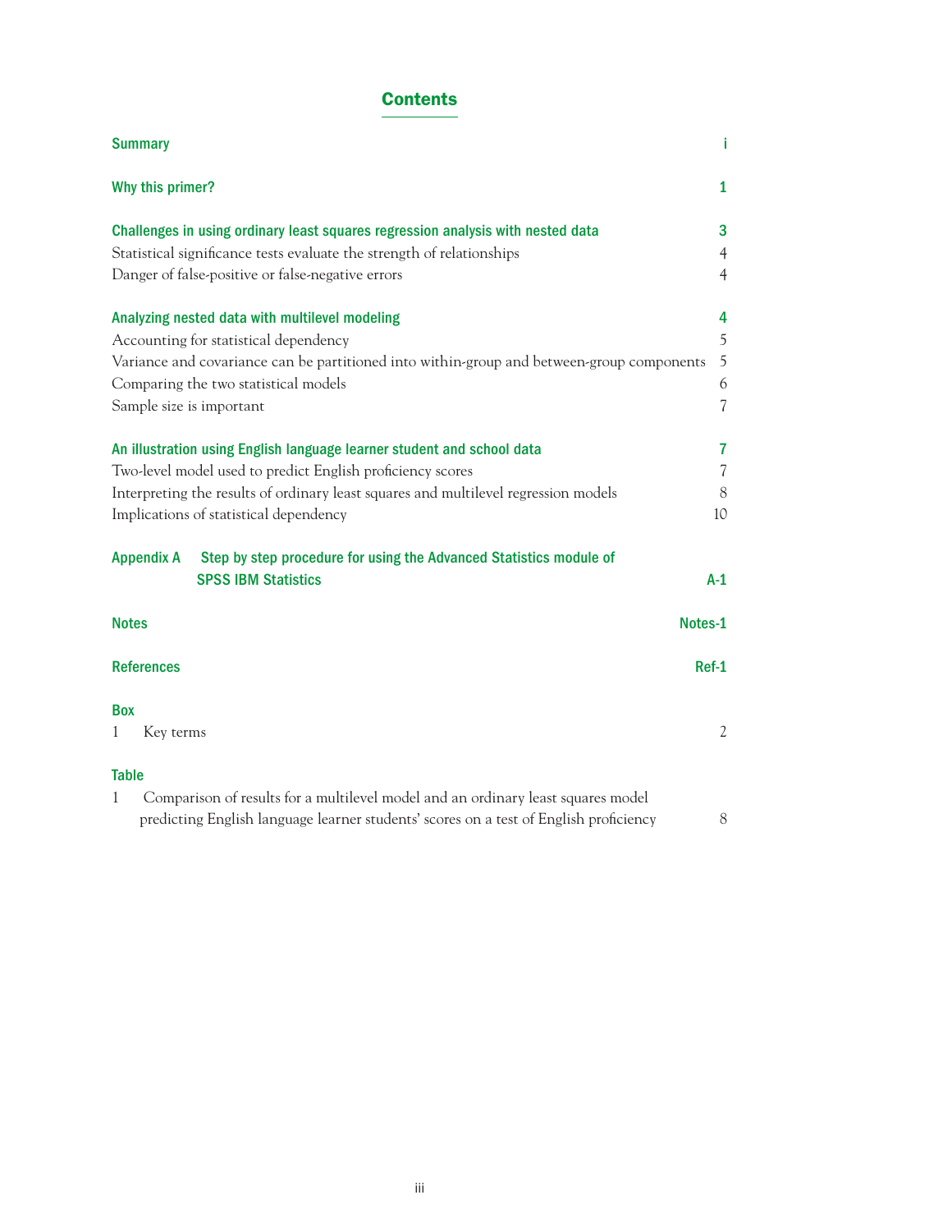# Contents

**Summary** i

**Why this primer?** 1

**Challenges in using ordinary least squares regression analysis with nested data** 3

Statistical significance tests evaluate the strength of relationships 4

Danger of false-positive or false-negative errors 4

**Analyzing nested data with multilevel modeling** 4

Accounting for statistical dependency 5

Variance and covariance can be partitioned into within-group and between-group components 5

Comparing the two statistical models 6

Sample size is important 7

**An illustration using English language learner student and school data** 7

Two-level model used to predict English proficiency scores 7

Interpreting the results of ordinary least squares and multilevel regression models 8

Implications of statistical dependency 10

**Appendix A Step by step procedure for using the Advanced Statistics module of SPSS IBM Statistics** A-1

**Notes** Notes-1

**References** Ref-1

**Box**

1 Key terms 2

**Table**

1 Comparison of results for a multilevel model and an ordinary least squares model predicting English language learner students' scores on a test of English proficiency 8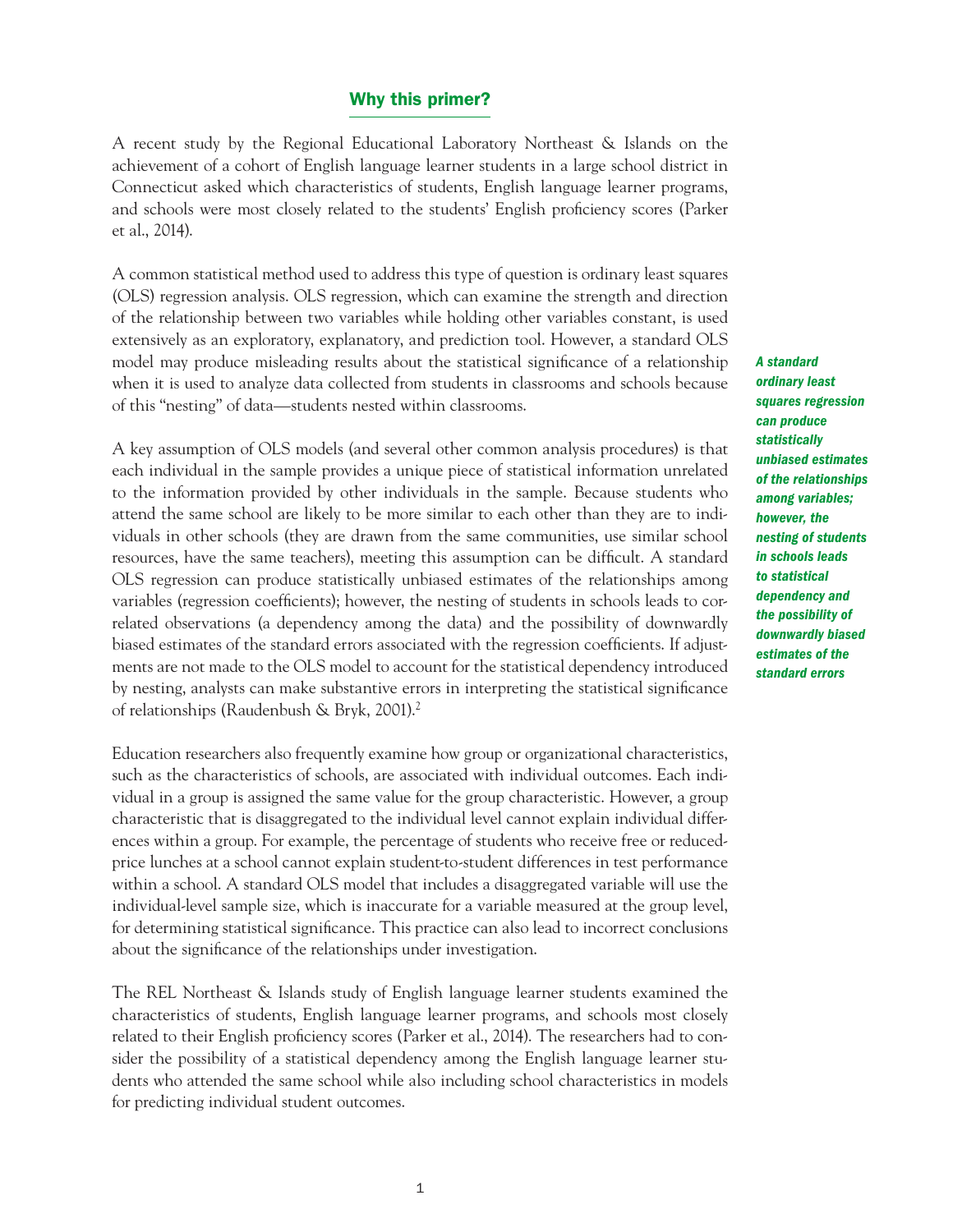## Why this primer?

A recent study by the Regional Educational Laboratory Northeast & Islands on the achievement of a cohort of English language learner students in a large school district in Connecticut asked which characteristics of students, English language learner programs, and schools were most closely related to the students' English proficiency scores (Parker et al., 2014).

A common statistical method used to address this type of question is ordinary least squares (OLS) regression analysis. OLS regression, which can examine the strength and direction of the relationship between two variables while holding other variables constant, is used extensively as an exploratory, explanatory, and prediction tool. However, a standard OLS model may produce misleading results about the statistical significance of a relationship when it is used to analyze data collected from students in classrooms and schools because of this "nesting" of data—students nested within classrooms.

*A standard ordinary least squares regression can produce statistically unbiased estimates of the relationships among variables; however, the nesting of students in schools leads to statistical dependency and the possibility of downwardly biased estimates of the standard errors*

A key assumption of OLS models (and several other common analysis procedures) is that each individual in the sample provides a unique piece of statistical information unrelated to the information provided by other individuals in the sample. Because students who attend the same school are likely to be more similar to each other than they are to individuals in other schools (they are drawn from the same communities, use similar school resources, have the same teachers), meeting this assumption can be difficult. A standard OLS regression can produce statistically unbiased estimates of the relationships among variables (regression coefficients); however, the nesting of students in schools leads to correlated observations (a dependency among the data) and the possibility of downwardly biased estimates of the standard errors associated with the regression coefficients. If adjustments are not made to the OLS model to account for the statistical dependency introduced by nesting, analysts can make substantive errors in interpreting the statistical significance of relationships (Raudenbush & Bryk, 2001).[2]

Education researchers also frequently examine how group or organizational characteristics, such as the characteristics of schools, are associated with individual outcomes. Each individual in a group is assigned the same value for the group characteristic. However, a group characteristic that is disaggregated to the individual level cannot explain individual differences within a group. For example, the percentage of students who receive free or reduced-price lunches at a school cannot explain student-to-student differences in test performance within a school. A standard OLS model that includes a disaggregated variable will use the individual-level sample size, which is inaccurate for a variable measured at the group level, for determining statistical significance. This practice can also lead to incorrect conclusions about the significance of the relationships under investigation.

The REL Northeast & Islands study of English language learner students examined the characteristics of students, English language learner programs, and schools most closely related to their English proficiency scores (Parker et al., 2014). The researchers had to consider the possibility of a statistical dependency among the English language learner students who attended the same school while also including school characteristics in models for predicting individual student outcomes.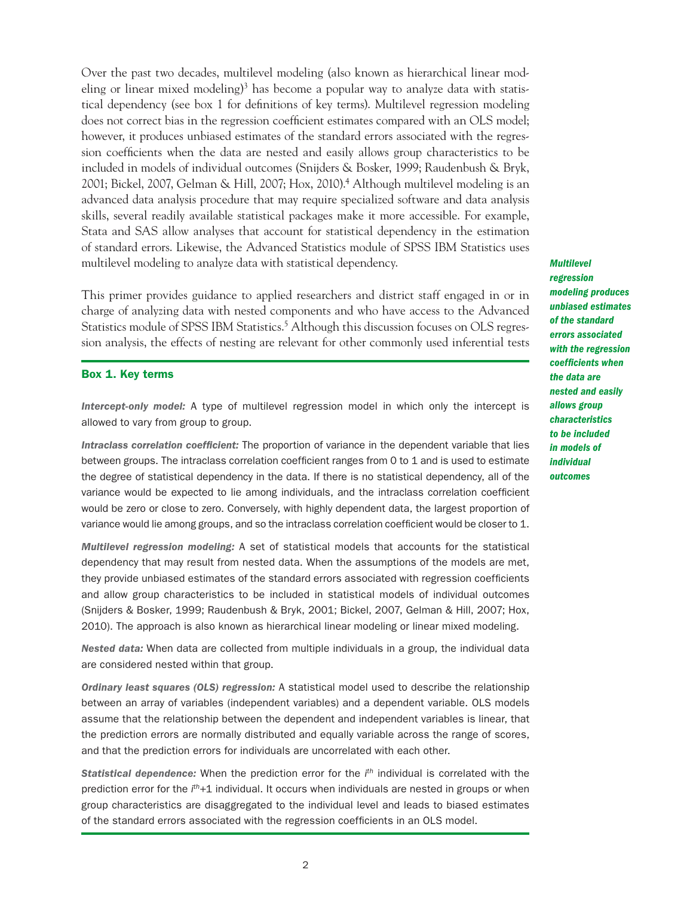Over the past two decades, multilevel modeling (also known as hierarchical linear modeling or linear mixed modeling)[3] has become a popular way to analyze data with statistical dependency (see box 1 for definitions of key terms). Multilevel regression modeling does not correct bias in the regression coefficient estimates compared with an OLS model; however, it produces unbiased estimates of the standard errors associated with the regression coefficients when the data are nested and easily allows group characteristics to be included in models of individual outcomes (Snijders & Bosker, 1999; Raudenbush & Bryk, 2001; Bickel, 2007, Gelman & Hill, 2007; Hox, 2010).[4] Although multilevel modeling is an advanced data analysis procedure that may require specialized software and data analysis skills, several readily available statistical packages make it more accessible. For example, Stata and SAS allow analyses that account for statistical dependency in the estimation of standard errors. Likewise, the Advanced Statistics module of SPSS IBM Statistics uses multilevel modeling to analyze data with statistical dependency.

*Multilevel regression modeling produces unbiased estimates of the standard errors associated with the regression coefficients when the data are nested and easily allows group characteristics to be included in models of individual outcomes*

This primer provides guidance to applied researchers and district staff engaged in or in charge of analyzing data with nested components and who have access to the Advanced Statistics module of SPSS IBM Statistics.[5] Although this discussion focuses on OLS regression analysis, the effects of nesting are relevant for other commonly used inferential tests

### Box 1. Key terms

***Intercept-only model:*** A type of multilevel regression model in which only the intercept is allowed to vary from group to group.

***Intraclass correlation coefficient:*** The proportion of variance in the dependent variable that lies between groups. The intraclass correlation coefficient ranges from 0 to 1 and is used to estimate the degree of statistical dependency in the data. If there is no statistical dependency, all of the variance would be expected to lie among individuals, and the intraclass correlation coefficient would be zero or close to zero. Conversely, with highly dependent data, the largest proportion of variance would lie among groups, and so the intraclass correlation coefficient would be closer to 1.

***Multilevel regression modeling:*** A set of statistical models that accounts for the statistical dependency that may result from nested data. When the assumptions of the models are met, they provide unbiased estimates of the standard errors associated with regression coefficients and allow group characteristics to be included in statistical models of individual outcomes (Snijders & Bosker, 1999; Raudenbush & Bryk, 2001; Bickel, 2007, Gelman & Hill, 2007; Hox, 2010). The approach is also known as hierarchical linear modeling or linear mixed modeling.

***Nested data:*** When data are collected from multiple individuals in a group, the individual data are considered nested within that group.

***Ordinary least squares (OLS) regression:*** A statistical model used to describe the relationship between an array of variables (independent variables) and a dependent variable. OLS models assume that the relationship between the dependent and independent variables is linear, that the prediction errors are normally distributed and equally variable across the range of scores, and that the prediction errors for individuals are uncorrelated with each other.

***Statistical dependence:*** When the prediction error for the $i^{th}$ individual is correlated with the prediction error for the $i^{th}$+1 individual. It occurs when individuals are nested in groups or when group characteristics are disaggregated to the individual level and leads to biased estimates of the standard errors associated with the regression coefficients in an OLS model.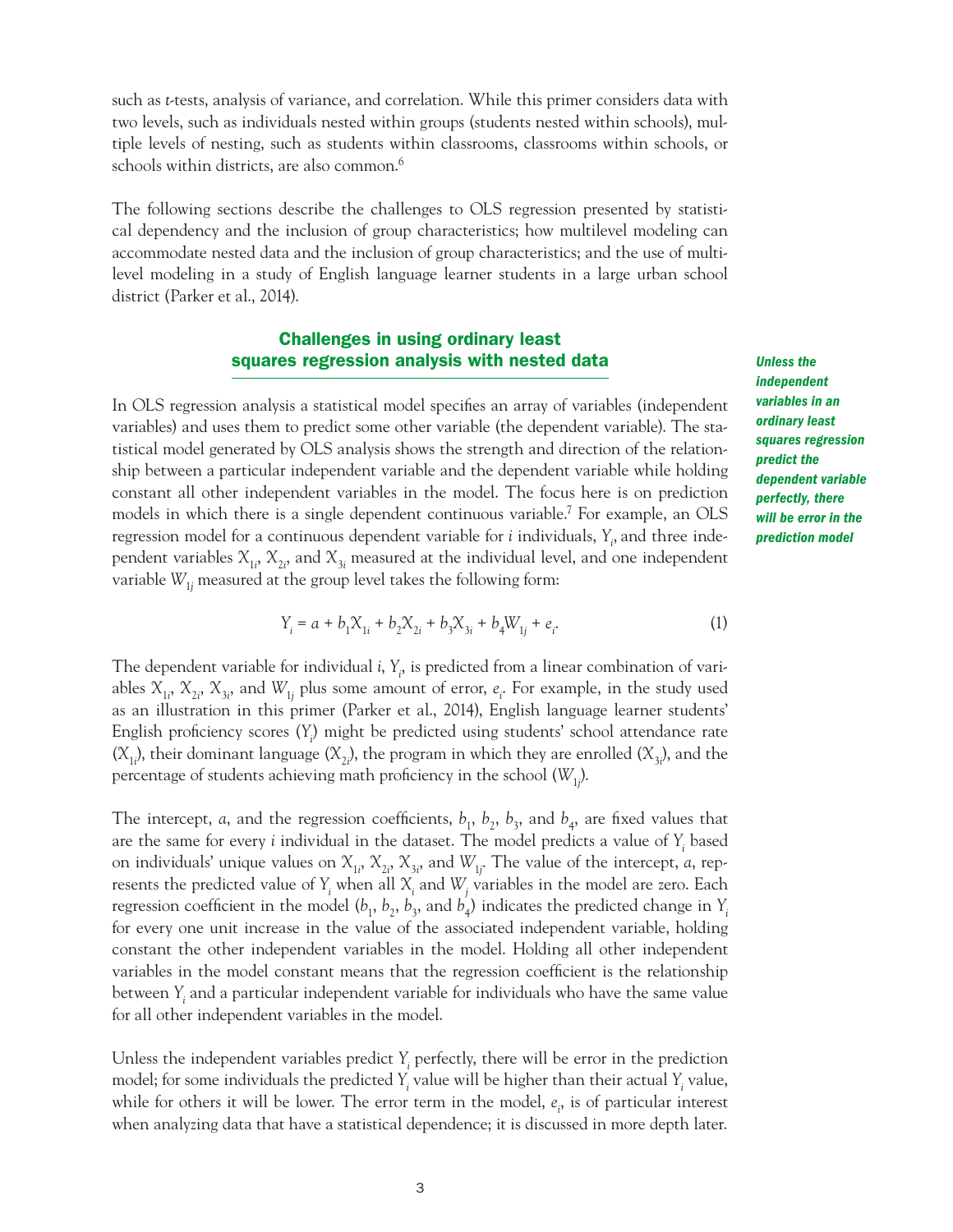such as *t*-tests, analysis of variance, and correlation. While this primer considers data with two levels, such as individuals nested within groups (students nested within schools), multiple levels of nesting, such as students within classrooms, classrooms within schools, or schools within districts, are also common.[6]

The following sections describe the challenges to OLS regression presented by statistical dependency and the inclusion of group characteristics; how multilevel modeling can accommodate nested data and the inclusion of group characteristics; and the use of multilevel modeling in a study of English language learner students in a large urban school district (Parker et al., 2014).

## Challenges in using ordinary least squares regression analysis with nested data

***Unless the independent variables in an ordinary least squares regression predict the dependent variable perfectly, there will be error in the prediction model***

In OLS regression analysis a statistical model specifies an array of variables (independent variables) and uses them to predict some other variable (the dependent variable). The statistical model generated by OLS analysis shows the strength and direction of the relationship between a particular independent variable and the dependent variable while holding constant all other independent variables in the model. The focus here is on prediction models in which there is a single dependent continuous variable.[7] For example, an OLS regression model for a continuous dependent variable for $i$ individuals, $Y_i$, and three independent variables $X_{1i}$, $X_{2i}$, and $X_{3i}$ measured at the individual level, and one independent variable $W_{1j}$ measured at the group level takes the following form:

$$Y_i = a + b_1X_{1i} + b_2X_{2i} + b_3X_{3i} + b_4W_{1j} + e_i. \tag{1}$$

The dependent variable for individual $i$, $Y_i$, is predicted from a linear combination of variables $X_{1i}$, $X_{2i}$, $X_{3i}$, and $W_{1j}$ plus some amount of error, $e_i$. For example, in the study used as an illustration in this primer (Parker et al., 2014), English language learner students' English proficiency scores ($Y_i$) might be predicted using students' school attendance rate ($X_{1i}$), their dominant language ($X_{2i}$), the program in which they are enrolled ($X_{3i}$), and the percentage of students achieving math proficiency in the school ($W_{1j}$).

The intercept, $a$, and the regression coefficients, $b_1$, $b_2$, $b_3$, and $b_4$, are fixed values that are the same for every $i$ individual in the dataset. The model predicts a value of $Y_i$ based on individuals' unique values on $X_{1i}$, $X_{2i}$, $X_{3i}$, and $W_{1j}$. The value of the intercept, $a$, represents the predicted value of $Y_i$ when all $X_i$ and $W_j$ variables in the model are zero. Each regression coefficient in the model ($b_1$, $b_2$, $b_3$, and $b_4$) indicates the predicted change in $Y_i$ for every one unit increase in the value of the associated independent variable, holding constant the other independent variables in the model. Holding all other independent variables in the model constant means that the regression coefficient is the relationship between $Y_i$ and a particular independent variable for individuals who have the same value for all other independent variables in the model.

Unless the independent variables predict $Y_i$ perfectly, there will be error in the prediction model; for some individuals the predicted $Y_i$ value will be higher than their actual $Y_i$ value, while for others it will be lower. The error term in the model, $e_i$, is of particular interest when analyzing data that have a statistical dependence; it is discussed in more depth later.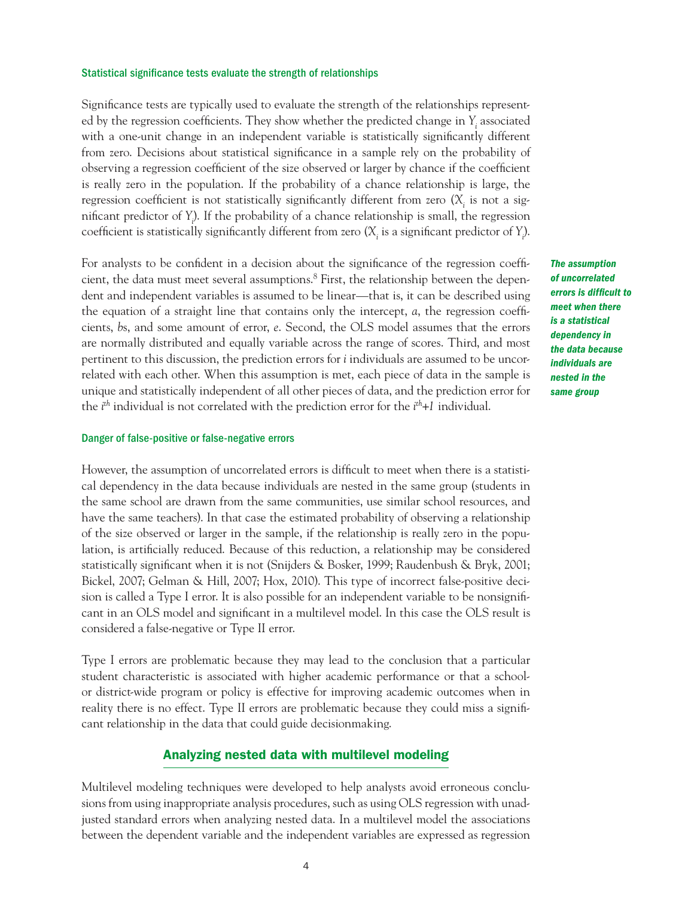### Statistical significance tests evaluate the strength of relationships

Significance tests are typically used to evaluate the strength of the relationships represented by the regression coefficients. They show whether the predicted change in $Y_i$ associated with a one-unit change in an independent variable is statistically significantly different from zero. Decisions about statistical significance in a sample rely on the probability of observing a regression coefficient of the size observed or larger by chance if the coefficient is really zero in the population. If the probability of a chance relationship is large, the regression coefficient is not statistically significantly different from zero ($X_i$ is not a significant predictor of $Y_i$). If the probability of a chance relationship is small, the regression coefficient is statistically significantly different from zero ($X_i$ is a significant predictor of $Y_i$).

For analysts to be confident in a decision about the significance of the regression coefficient, the data must meet several assumptions.[8] First, the relationship between the dependent and independent variables is assumed to be linear—that is, it can be described using the equation of a straight line that contains only the intercept, $a$, the regression coefficients, $b$s, and some amount of error, $e$. Second, the OLS model assumes that the errors are normally distributed and equally variable across the range of scores. Third, and most pertinent to this discussion, the prediction errors for $i$ individuals are assumed to be uncorrelated with each other. When this assumption is met, each piece of data in the sample is unique and statistically independent of all other pieces of data, and the prediction error for the $i^{th}$ individual is not correlated with the prediction error for the $i^{th}+1$ individual.

***The assumption of uncorrelated errors is difficult to meet when there is a statistical dependency in the data because individuals are nested in the same group***

### Danger of false-positive or false-negative errors

However, the assumption of uncorrelated errors is difficult to meet when there is a statistical dependency in the data because individuals are nested in the same group (students in the same school are drawn from the same communities, use similar school resources, and have the same teachers). In that case the estimated probability of observing a relationship of the size observed or larger in the sample, if the relationship is really zero in the population, is artificially reduced. Because of this reduction, a relationship may be considered statistically significant when it is not (Snijders & Bosker, 1999; Raudenbush & Bryk, 2001; Bickel, 2007; Gelman & Hill, 2007; Hox, 2010). This type of incorrect false-positive decision is called a Type I error. It is also possible for an independent variable to be nonsignificant in an OLS model and significant in a multilevel model. In this case the OLS result is considered a false-negative or Type II error.

Type I errors are problematic because they may lead to the conclusion that a particular student characteristic is associated with higher academic performance or that a school- or district-wide program or policy is effective for improving academic outcomes when in reality there is no effect. Type II errors are problematic because they could miss a significant relationship in the data that could guide decisionmaking.

## Analyzing nested data with multilevel modeling

Multilevel modeling techniques were developed to help analysts avoid erroneous conclusions from using inappropriate analysis procedures, such as using OLS regression with unadjusted standard errors when analyzing nested data. In a multilevel model the associations between the dependent variable and the independent variables are expressed as regression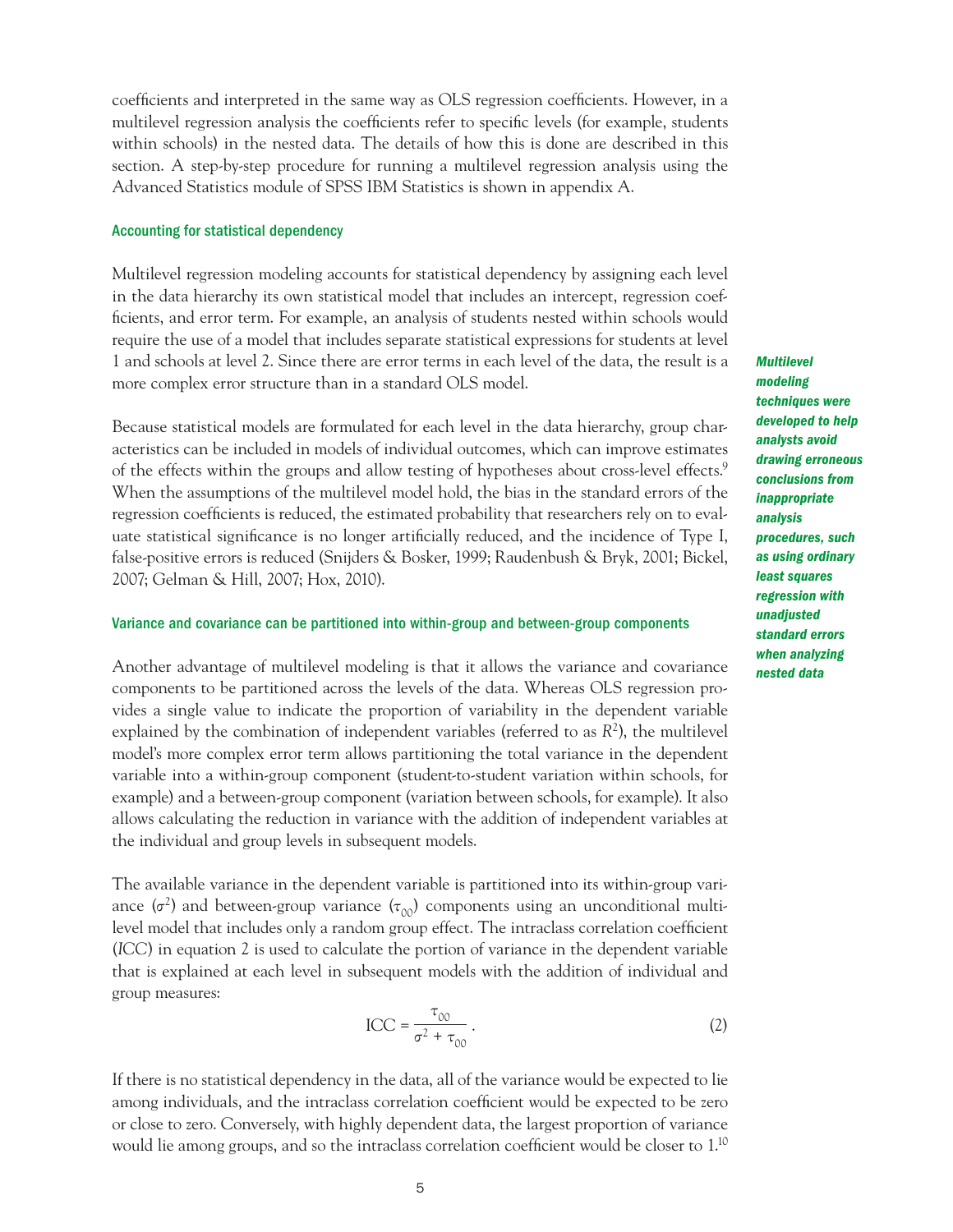coefficients and interpreted in the same way as OLS regression coefficients. However, in a multilevel regression analysis the coefficients refer to specific levels (for example, students within schools) in the nested data. The details of how this is done are described in this section. A step-by-step procedure for running a multilevel regression analysis using the Advanced Statistics module of SPSS IBM Statistics is shown in appendix A.

### Accounting for statistical dependency

Multilevel regression modeling accounts for statistical dependency by assigning each level in the data hierarchy its own statistical model that includes an intercept, regression coefficients, and error term. For example, an analysis of students nested within schools would require the use of a model that includes separate statistical expressions for students at level 1 and schools at level 2. Since there are error terms in each level of the data, the result is a more complex error structure than in a standard OLS model.

***Multilevel modeling techniques were developed to help analysts avoid drawing erroneous conclusions from inappropriate analysis procedures, such as using ordinary least squares regression with unadjusted standard errors when analyzing nested data***

Because statistical models are formulated for each level in the data hierarchy, group characteristics can be included in models of individual outcomes, which can improve estimates of the effects within the groups and allow testing of hypotheses about cross-level effects.[9] When the assumptions of the multilevel model hold, the bias in the standard errors of the regression coefficients is reduced, the estimated probability that researchers rely on to evaluate statistical significance is no longer artificially reduced, and the incidence of Type I, false-positive errors is reduced (Snijders & Bosker, 1999; Raudenbush & Bryk, 2001; Bickel, 2007; Gelman & Hill, 2007; Hox, 2010).

### Variance and covariance can be partitioned into within-group and between-group components

Another advantage of multilevel modeling is that it allows the variance and covariance components to be partitioned across the levels of the data. Whereas OLS regression provides a single value to indicate the proportion of variability in the dependent variable explained by the combination of independent variables (referred to as $R^2$), the multilevel model's more complex error term allows partitioning the total variance in the dependent variable into a within-group component (student-to-student variation within schools, for example) and a between-group component (variation between schools, for example). It also allows calculating the reduction in variance with the addition of independent variables at the individual and group levels in subsequent models.

The available variance in the dependent variable is partitioned into its within-group variance ($\sigma^2$) and between-group variance ($\tau_{00}$) components using an unconditional multilevel model that includes only a random group effect. The intraclass correlation coefficient (*ICC*) in equation 2 is used to calculate the portion of variance in the dependent variable that is explained at each level in subsequent models with the addition of individual and group measures:

$$\text{ICC} = \frac{\tau_{00}}{\sigma^2 + \tau_{00}}\,. \qquad (2)$$

If there is no statistical dependency in the data, all of the variance would be expected to lie among individuals, and the intraclass correlation coefficient would be expected to be zero or close to zero. Conversely, with highly dependent data, the largest proportion of variance would lie among groups, and so the intraclass correlation coefficient would be closer to 1.[10]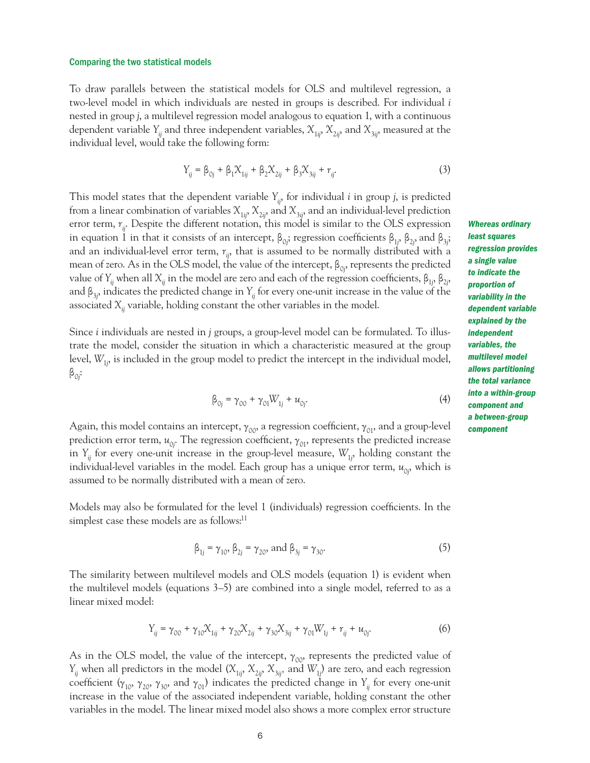### Comparing the two statistical models

To draw parallels between the statistical models for OLS and multilevel regression, a two-level model in which individuals are nested in groups is described. For individual $i$ nested in group $j$, a multilevel regression model analogous to equation 1, with a continuous dependent variable $Y_{ij}$ and three independent variables, $X_{1ij}$, $X_{2ij}$, and $X_{3ij}$, measured at the individual level, would take the following form:

$$Y_{ij} = \beta_{0j} + \beta_1 X_{1ij} + \beta_2 X_{2ij} + \beta_3 X_{3ij} + r_{ij}. \tag{3}$$

This model states that the dependent variable $Y_{ij}$, for individual $i$ in group $j$, is predicted from a linear combination of variables $X_{1ij}$, $X_{2ij}$, and $X_{3ij}$, and an individual-level prediction error term, $r_{ij}$. Despite the different notation, this model is similar to the OLS expression in equation 1 in that it consists of an intercept, $\beta_{0j}$; regression coefficients $\beta_{1j}$, $\beta_{2j}$, and $\beta_{3j}$; and an individual-level error term, $r_{ij}$, that is assumed to be normally distributed with a mean of zero. As in the OLS model, the value of the intercept, $\beta_{0j}$, represents the predicted value of $Y_{ij}$ when all $X_{ij}$ in the model are zero and each of the regression coefficients, $\beta_{1j}$, $\beta_{2j}$, and $\beta_{3j}$, indicates the predicted change in $Y_{ij}$ for every one-unit increase in the value of the associated $X_{ij}$ variable, holding constant the other variables in the model.

***Whereas ordinary least squares regression provides a single value to indicate the proportion of variability in the dependent variable explained by the independent variables, the multilevel model allows partitioning the total variance into a within-group component and a between-group component***

Since $i$ individuals are nested in $j$ groups, a group-level model can be formulated. To illustrate the model, consider the situation in which a characteristic measured at the group level, $W_{1j}$, is included in the group model to predict the intercept in the individual model, $\beta_{0j}$:

$$\beta_{0j} = \gamma_{00} + \gamma_{01} W_{1j} + u_{0j}. \tag{4}$$

Again, this model contains an intercept, $\gamma_{00}$, a regression coefficient, $\gamma_{01}$, and a group-level prediction error term, $u_{0j}$. The regression coefficient, $\gamma_{01}$, represents the predicted increase in $Y_{ij}$ for every one-unit increase in the group-level measure, $W_{1j}$, holding constant the individual-level variables in the model. Each group has a unique error term, $u_{0j}$, which is assumed to be normally distributed with a mean of zero.

Models may also be formulated for the level 1 (individuals) regression coefficients. In the simplest case these models are as follows:[11]

$$\beta_{1j} = \gamma_{10},\ \beta_{2j} = \gamma_{20},\ \text{and}\ \beta_{3j} = \gamma_{30}. \tag{5}$$

The similarity between multilevel models and OLS models (equation 1) is evident when the multilevel models (equations 3–5) are combined into a single model, referred to as a linear mixed model:

$$Y_{ij} = \gamma_{00} + \gamma_{10} X_{1ij} + \gamma_{20} X_{2ij} + \gamma_{30} X_{3ij} + \gamma_{01} W_{1j} + r_{ij} + u_{0j}. \tag{6}$$

As in the OLS model, the value of the intercept, $\gamma_{00}$, represents the predicted value of $Y_{ij}$ when all predictors in the model ($X_{1ij}$, $X_{2ij}$, $X_{3ij}$, and $W_{1j}$) are zero, and each regression coefficient ($\gamma_{10}$, $\gamma_{20}$, $\gamma_{30}$, and $\gamma_{01}$) indicates the predicted change in $Y_{ij}$ for every one-unit increase in the value of the associated independent variable, holding constant the other variables in the model. The linear mixed model also shows a more complex error structure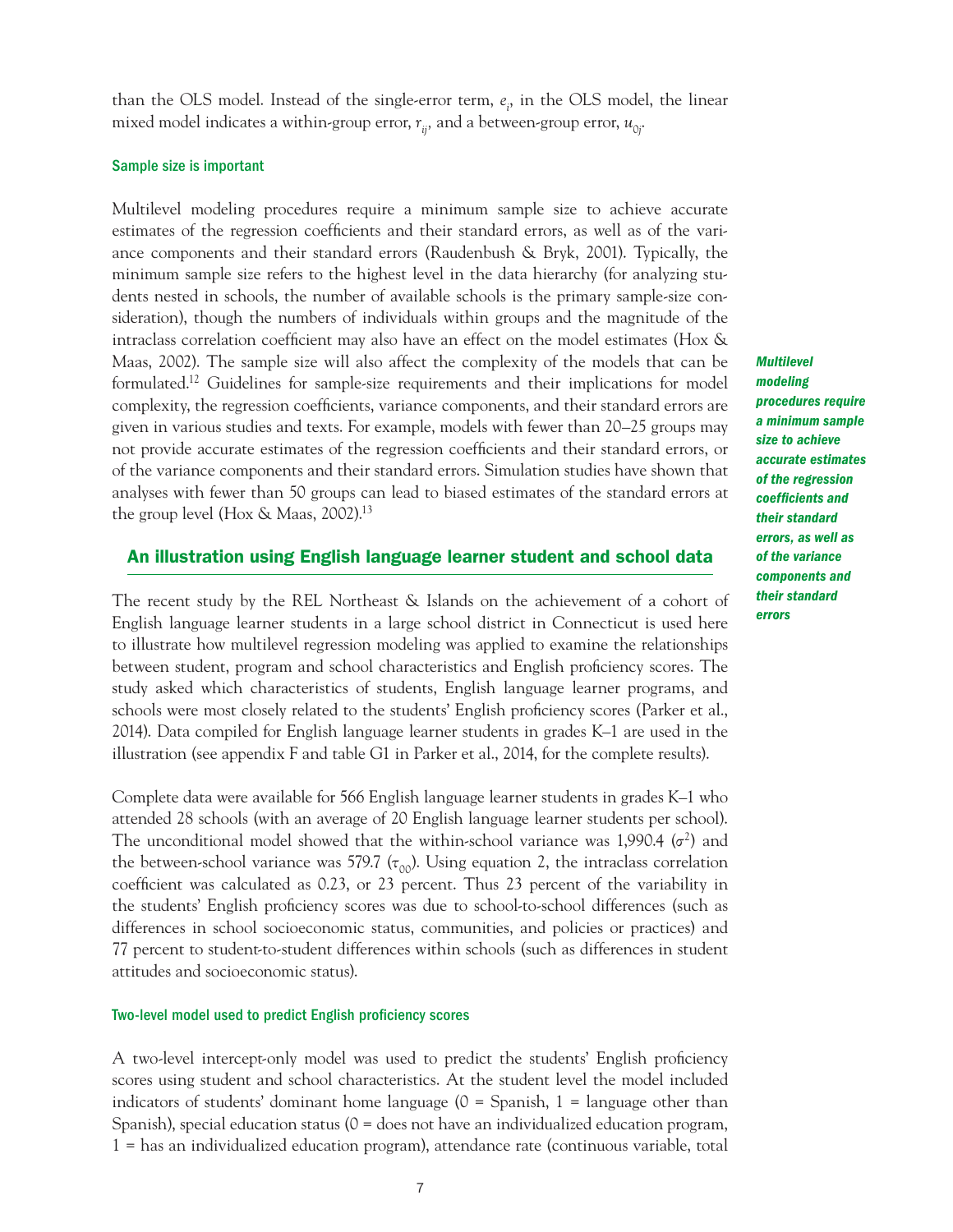than the OLS model. Instead of the single-error term, $e_i$, in the OLS model, the linear mixed model indicates a within-group error, $r_{ij}$, and a between-group error, $u_{0j}$.

### Sample size is important

Multilevel modeling procedures require a minimum sample size to achieve accurate estimates of the regression coefficients and their standard errors, as well as of the variance components and their standard errors (Raudenbush & Bryk, 2001). Typically, the minimum sample size refers to the highest level in the data hierarchy (for analyzing students nested in schools, the number of available schools is the primary sample-size consideration), though the numbers of individuals within groups and the magnitude of the intraclass correlation coefficient may also have an effect on the model estimates (Hox & Maas, 2002). The sample size will also affect the complexity of the models that can be formulated.[12] Guidelines for sample-size requirements and their implications for model complexity, the regression coefficients, variance components, and their standard errors are given in various studies and texts. For example, models with fewer than 20–25 groups may not provide accurate estimates of the regression coefficients and their standard errors, or of the variance components and their standard errors. Simulation studies have shown that analyses with fewer than 50 groups can lead to biased estimates of the standard errors at the group level (Hox & Maas, 2002).[13]

***Multilevel modeling procedures require a minimum sample size to achieve accurate estimates of the regression coefficients and their standard errors, as well as of the variance components and their standard errors***

## An illustration using English language learner student and school data

The recent study by the REL Northeast & Islands on the achievement of a cohort of English language learner students in a large school district in Connecticut is used here to illustrate how multilevel regression modeling was applied to examine the relationships between student, program and school characteristics and English proficiency scores. The study asked which characteristics of students, English language learner programs, and schools were most closely related to the students' English proficiency scores (Parker et al., 2014). Data compiled for English language learner students in grades K–1 are used in the illustration (see appendix F and table G1 in Parker et al., 2014, for the complete results).

Complete data were available for 566 English language learner students in grades K–1 who attended 28 schools (with an average of 20 English language learner students per school). The unconditional model showed that the within-school variance was 1,990.4 ($\sigma^2$) and the between-school variance was 579.7 ($\tau_{00}$). Using equation 2, the intraclass correlation coefficient was calculated as 0.23, or 23 percent. Thus 23 percent of the variability in the students' English proficiency scores was due to school-to-school differences (such as differences in school socioeconomic status, communities, and policies or practices) and 77 percent to student-to-student differences within schools (such as differences in student attitudes and socioeconomic status).

### Two-level model used to predict English proficiency scores

A two-level intercept-only model was used to predict the students' English proficiency scores using student and school characteristics. At the student level the model included indicators of students' dominant home language (0 = Spanish, 1 = language other than Spanish), special education status (0 = does not have an individualized education program, 1 = has an individualized education program), attendance rate (continuous variable, total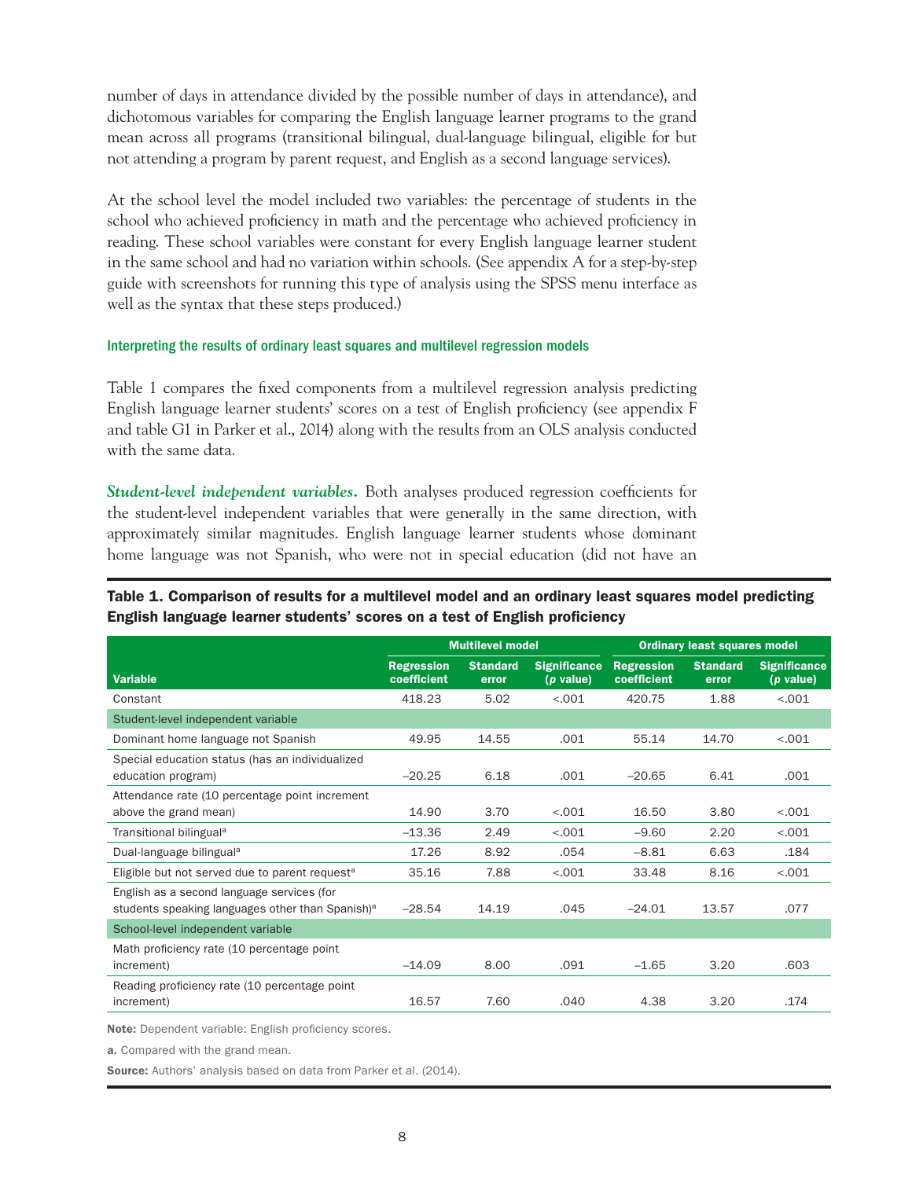number of days in attendance divided by the possible number of days in attendance), and dichotomous variables for comparing the English language learner programs to the grand mean across all programs (transitional bilingual, dual-language bilingual, eligible for but not attending a program by parent request, and English as a second language services).

At the school level the model included two variables: the percentage of students in the school who achieved proficiency in math and the percentage who achieved proficiency in reading. These school variables were constant for every English language learner student in the same school and had no variation within schools. (See appendix A for a step-by-step guide with screenshots for running this type of analysis using the SPSS menu interface as well as the syntax that these steps produced.)

#### Interpreting the results of ordinary least squares and multilevel regression models

Table 1 compares the fixed components from a multilevel regression analysis predicting English language learner students' scores on a test of English proficiency (see appendix F and table G1 in Parker et al., 2014) along with the results from an OLS analysis conducted with the same data.

***Student-level independent variables.*** Both analyses produced regression coefficients for the student-level independent variables that were generally in the same direction, with approximately similar magnitudes. English language learner students whose dominant home language was not Spanish, who were not in special education (did not have an

**Table 1. Comparison of results for a multilevel model and an ordinary least squares model predicting English language learner students' scores on a test of English proficiency**

| | Multilevel model | | | Ordinary least squares model | | |
|---|---|---|---|---|---|---|
| Variable | Regression coefficient | Standard error | Significance (*p* value) | Regression coefficient | Standard error | Significance (*p* value) |
| Constant | 418.23 | 5.02 | <.001 | 420.75 | 1.88 | <.001 |
| Student-level independent variable | | | | | | |
| Dominant home language not Spanish | 49.95 | 14.55 | .001 | 55.14 | 14.70 | <.001 |
| Special education status (has an individualized education program) | –20.25 | 6.18 | .001 | –20.65 | 6.41 | .001 |
| Attendance rate (10 percentage point increment above the grand mean) | 14.90 | 3.70 | <.001 | 16.50 | 3.80 | <.001 |
| Transitional bilingual[a] | –13.36 | 2.49 | <.001 | –9.60 | 2.20 | <.001 |
| Dual-language bilingual[a] | 17.26 | 8.92 | .054 | –8.81 | 6.63 | .184 |
| Eligible but not served due to parent request[a] | 35.16 | 7.88 | <.001 | 33.48 | 8.16 | <.001 |
| English as a second language services (for students speaking languages other than Spanish)[a] | –28.54 | 14.19 | .045 | –24.01 | 13.57 | .077 |
| School-level independent variable | | | | | | |
| Math proficiency rate (10 percentage point increment) | –14.09 | 8.00 | .091 | –1.65 | 3.20 | .603 |
| Reading proficiency rate (10 percentage point increment) | 16.57 | 7.60 | .040 | 4.38 | 3.20 | .174 |

**Note:** Dependent variable: English proficiency scores.

**a.** Compared with the grand mean.

**Source:** Authors' analysis based on data from Parker et al. (2014).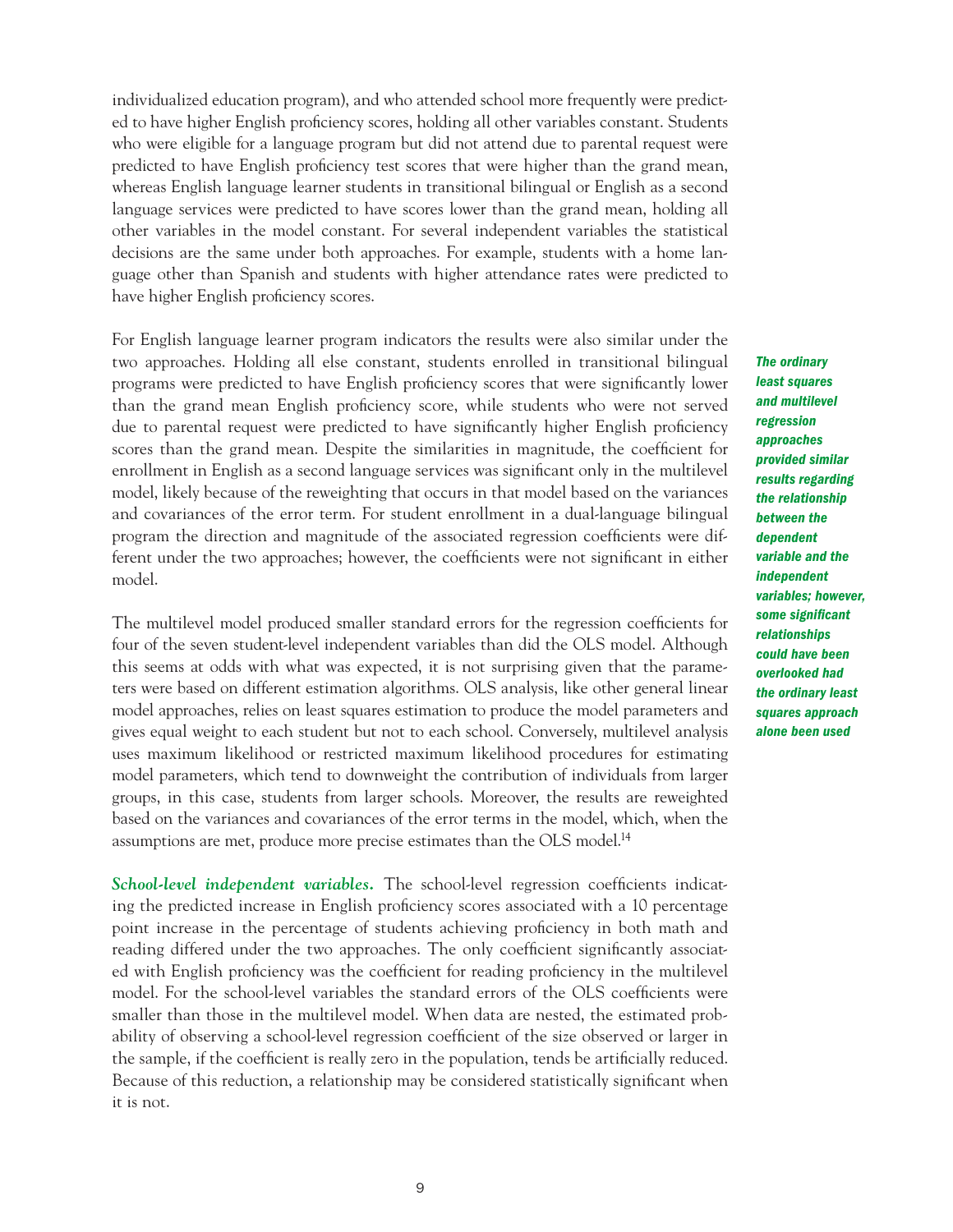individualized education program), and who attended school more frequently were predicted to have higher English proficiency scores, holding all other variables constant. Students who were eligible for a language program but did not attend due to parental request were predicted to have English proficiency test scores that were higher than the grand mean, whereas English language learner students in transitional bilingual or English as a second language services were predicted to have scores lower than the grand mean, holding all other variables in the model constant. For several independent variables the statistical decisions are the same under both approaches. For example, students with a home language other than Spanish and students with higher attendance rates were predicted to have higher English proficiency scores.

For English language learner program indicators the results were also similar under the two approaches. Holding all else constant, students enrolled in transitional bilingual programs were predicted to have English proficiency scores that were significantly lower than the grand mean English proficiency score, while students who were not served due to parental request were predicted to have significantly higher English proficiency scores than the grand mean. Despite the similarities in magnitude, the coefficient for enrollment in English as a second language services was significant only in the multilevel model, likely because of the reweighting that occurs in that model based on the variances and covariances of the error term. For student enrollment in a dual-language bilingual program the direction and magnitude of the associated regression coefficients were different under the two approaches; however, the coefficients were not significant in either model.

***The ordinary least squares and multilevel regression approaches provided similar results regarding the relationship between the dependent variable and the independent variables; however, some significant relationships could have been overlooked had the ordinary least squares approach alone been used***

The multilevel model produced smaller standard errors for the regression coefficients for four of the seven student-level independent variables than did the OLS model. Although this seems at odds with what was expected, it is not surprising given that the parameters were based on different estimation algorithms. OLS analysis, like other general linear model approaches, relies on least squares estimation to produce the model parameters and gives equal weight to each student but not to each school. Conversely, multilevel analysis uses maximum likelihood or restricted maximum likelihood procedures for estimating model parameters, which tend to downweight the contribution of individuals from larger groups, in this case, students from larger schools. Moreover, the results are reweighted based on the variances and covariances of the error terms in the model, which, when the assumptions are met, produce more precise estimates than the OLS model.[14]

***School-level independent variables.*** The school-level regression coefficients indicating the predicted increase in English proficiency scores associated with a 10 percentage point increase in the percentage of students achieving proficiency in both math and reading differed under the two approaches. The only coefficient significantly associated with English proficiency was the coefficient for reading proficiency in the multilevel model. For the school-level variables the standard errors of the OLS coefficients were smaller than those in the multilevel model. When data are nested, the estimated probability of observing a school-level regression coefficient of the size observed or larger in the sample, if the coefficient is really zero in the population, tends be artificially reduced. Because of this reduction, a relationship may be considered statistically significant when it is not.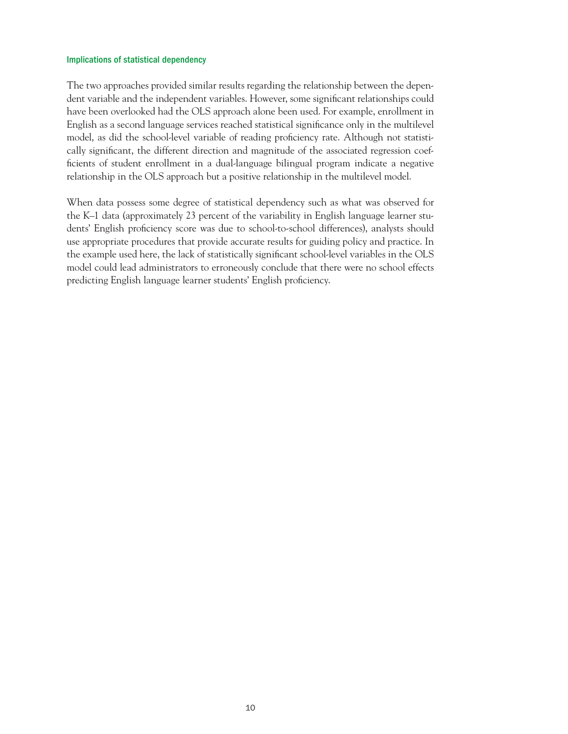### Implications of statistical dependency

The two approaches provided similar results regarding the relationship between the dependent variable and the independent variables. However, some significant relationships could have been overlooked had the OLS approach alone been used. For example, enrollment in English as a second language services reached statistical significance only in the multilevel model, as did the school-level variable of reading proficiency rate. Although not statistically significant, the different direction and magnitude of the associated regression coefficients of student enrollment in a dual-language bilingual program indicate a negative relationship in the OLS approach but a positive relationship in the multilevel model.

When data possess some degree of statistical dependency such as what was observed for the K–1 data (approximately 23 percent of the variability in English language learner students' English proficiency score was due to school-to-school differences), analysts should use appropriate procedures that provide accurate results for guiding policy and practice. In the example used here, the lack of statistically significant school-level variables in the OLS model could lead administrators to erroneously conclude that there were no school effects predicting English language learner students' English proficiency.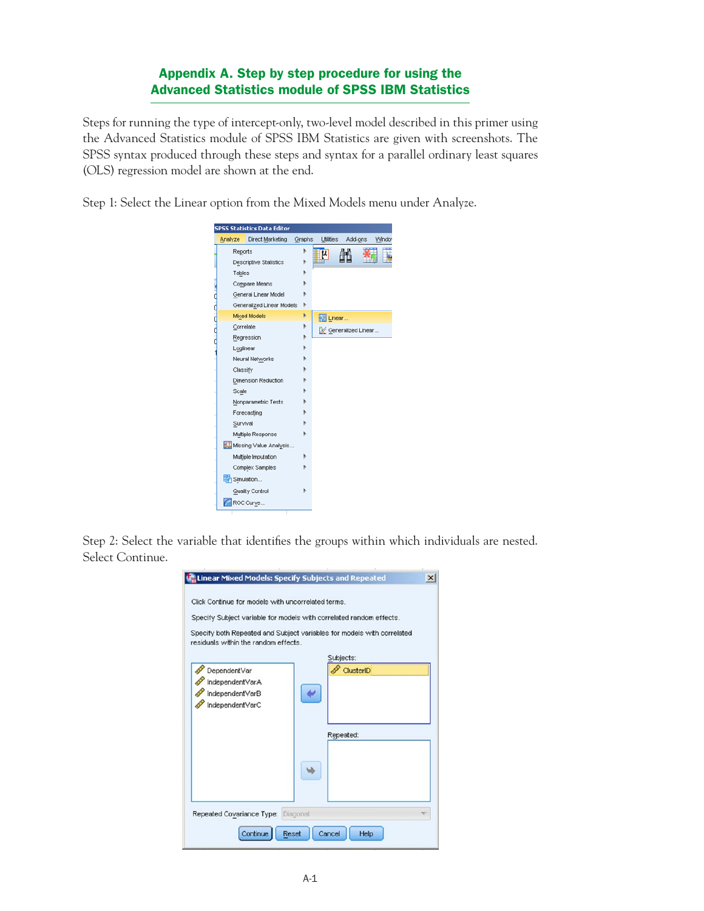## Appendix A. Step by step procedure for using the Advanced Statistics module of SPSS IBM Statistics

Steps for running the type of intercept-only, two-level model described in this primer using the Advanced Statistics module of SPSS IBM Statistics are given with screenshots. The SPSS syntax produced through these steps and syntax for a parallel ordinary least squares (OLS) regression model are shown at the end.

Step 1: Select the Linear option from the Mixed Models menu under Analyze.

Step 2: Select the variable that identifies the groups within which individuals are nested. Select Continue.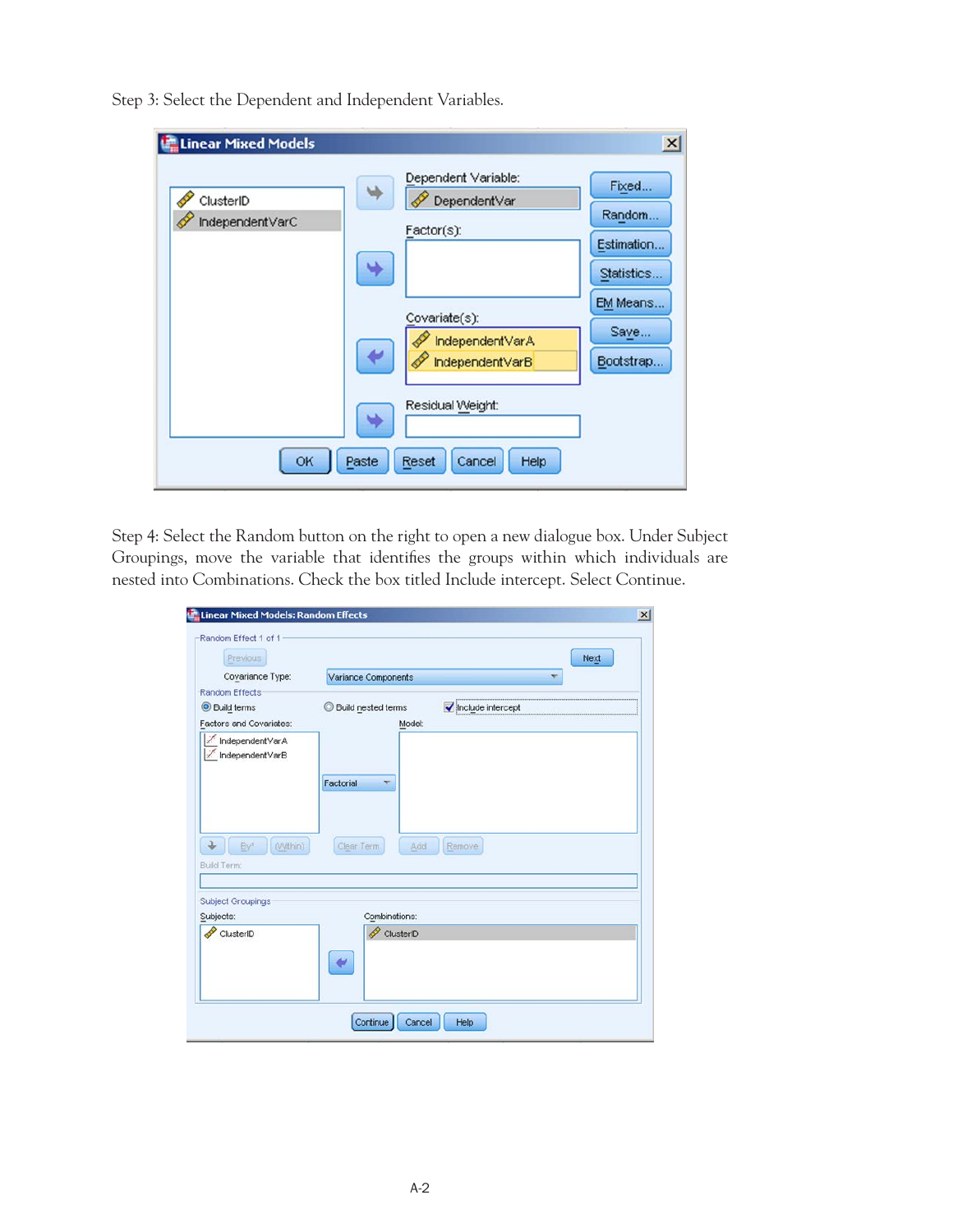Step 3: Select the Dependent and Independent Variables.

Step 4: Select the Random button on the right to open a new dialogue box. Under Subject Groupings, move the variable that identifies the groups within which individuals are nested into Combinations. Check the box titled Include intercept. Select Continue.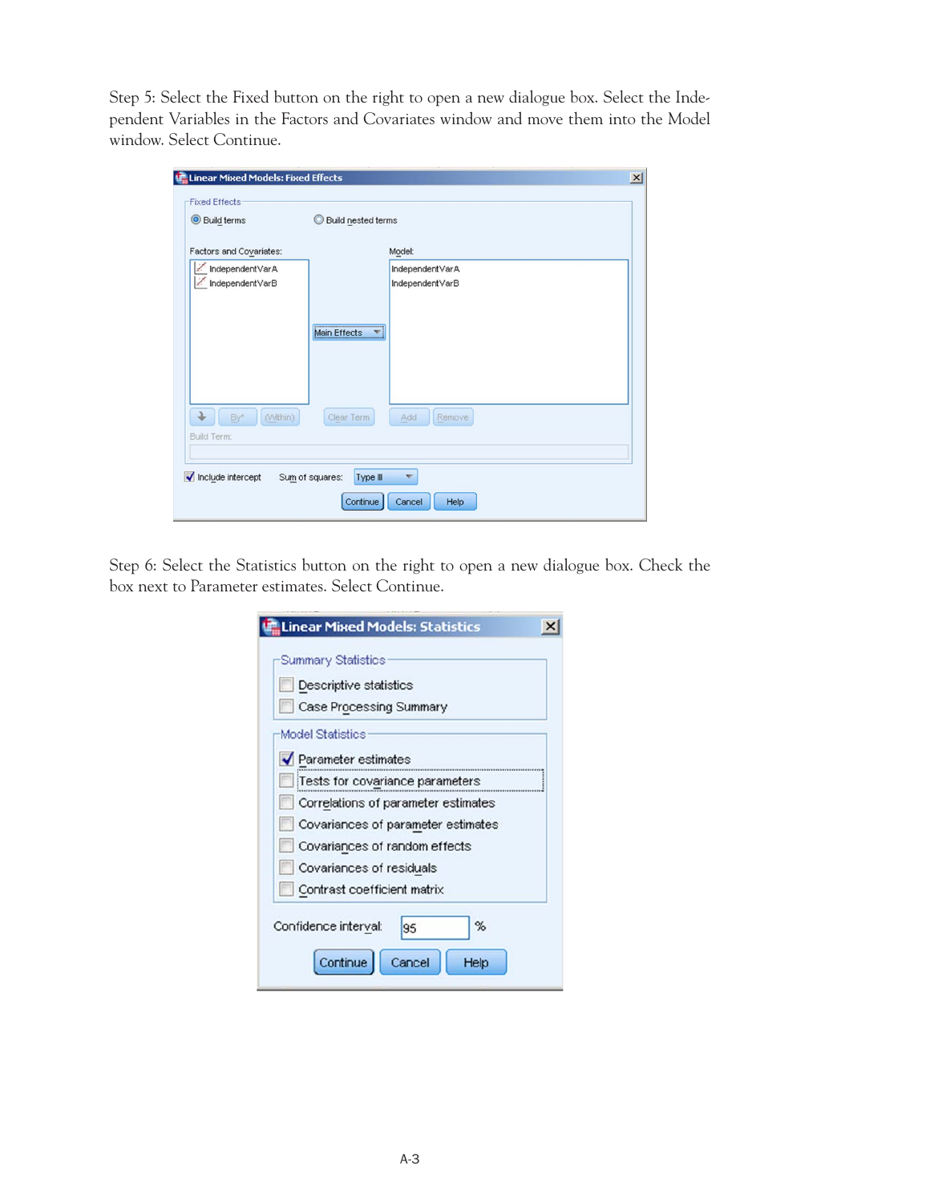Step 5: Select the Fixed button on the right to open a new dialogue box. Select the Independent Variables in the Factors and Covariates window and move them into the Model window. Select Continue.

Step 6: Select the Statistics button on the right to open a new dialogue box. Check the box next to Parameter estimates. Select Continue.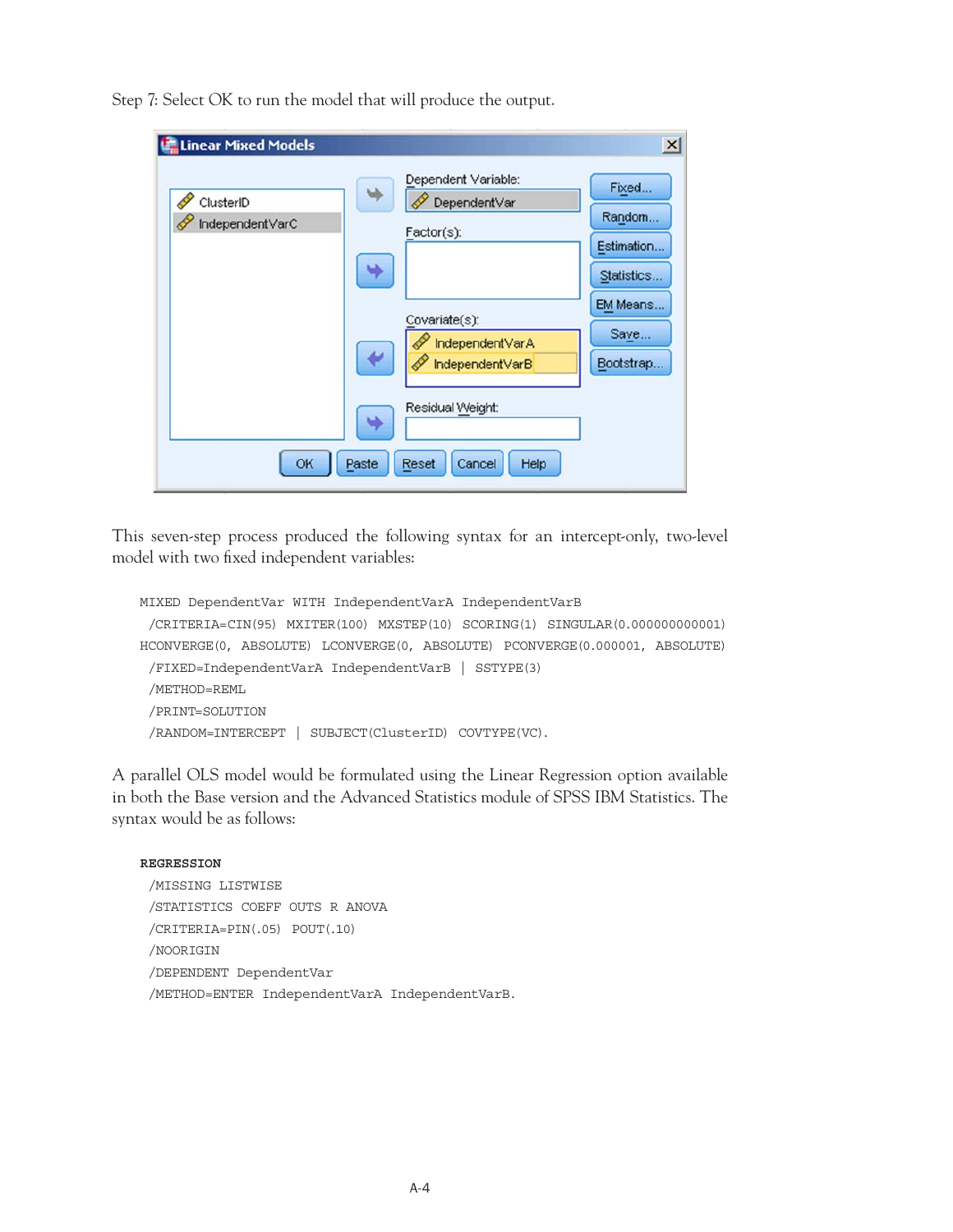Step 7: Select OK to run the model that will produce the output.

This seven-step process produced the following syntax for an intercept-only, two-level model with two fixed independent variables:

```
MIXED DependentVar WITH IndependentVarA IndependentVarB
 /CRITERIA=CIN(95) MXITER(100) MXSTEP(10) SCORING(1) SINGULAR(0.000000000001)
HCONVERGE(0, ABSOLUTE) LCONVERGE(0, ABSOLUTE) PCONVERGE(0.000001, ABSOLUTE)
 /FIXED=IndependentVarA IndependentVarB | SSTYPE(3)
 /METHOD=REML
 /PRINT=SOLUTION
 /RANDOM=INTERCEPT | SUBJECT(ClusterID) COVTYPE(VC).
```

A parallel OLS model would be formulated using the Linear Regression option available in both the Base version and the Advanced Statistics module of SPSS IBM Statistics. The syntax would be as follows:

```
REGRESSION
 /MISSING LISTWISE
 /STATISTICS COEFF OUTS R ANOVA
 /CRITERIA=PIN(.05) POUT(.10)
 /NOORIGIN
 /DEPENDENT DependentVar
 /METHOD=ENTER IndependentVarA IndependentVarB.
```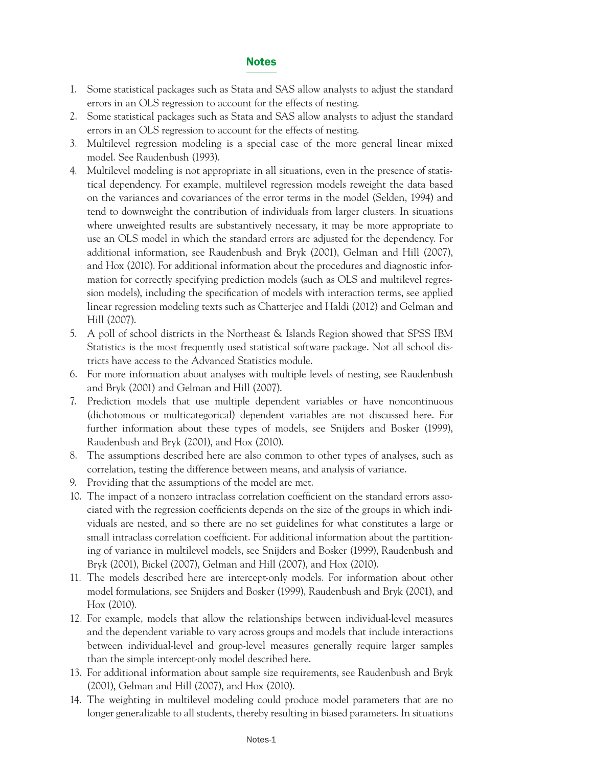## Notes

1. Some statistical packages such as Stata and SAS allow analysts to adjust the standard errors in an OLS regression to account for the effects of nesting.
2. Some statistical packages such as Stata and SAS allow analysts to adjust the standard errors in an OLS regression to account for the effects of nesting.
3. Multilevel regression modeling is a special case of the more general linear mixed model. See Raudenbush (1993).
4. Multilevel modeling is not appropriate in all situations, even in the presence of statistical dependency. For example, multilevel regression models reweight the data based on the variances and covariances of the error terms in the model (Selden, 1994) and tend to downweight the contribution of individuals from larger clusters. In situations where unweighted results are substantively necessary, it may be more appropriate to use an OLS model in which the standard errors are adjusted for the dependency. For additional information, see Raudenbush and Bryk (2001), Gelman and Hill (2007), and Hox (2010). For additional information about the procedures and diagnostic information for correctly specifying prediction models (such as OLS and multilevel regression models), including the specification of models with interaction terms, see applied linear regression modeling texts such as Chatterjee and Haldi (2012) and Gelman and Hill (2007).
5. A poll of school districts in the Northeast & Islands Region showed that SPSS IBM Statistics is the most frequently used statistical software package. Not all school districts have access to the Advanced Statistics module.
6. For more information about analyses with multiple levels of nesting, see Raudenbush and Bryk (2001) and Gelman and Hill (2007).
7. Prediction models that use multiple dependent variables or have noncontinuous (dichotomous or multicategorical) dependent variables are not discussed here. For further information about these types of models, see Snijders and Bosker (1999), Raudenbush and Bryk (2001), and Hox (2010).
8. The assumptions described here are also common to other types of analyses, such as correlation, testing the difference between means, and analysis of variance.
9. Providing that the assumptions of the model are met.
10. The impact of a nonzero intraclass correlation coefficient on the standard errors associated with the regression coefficients depends on the size of the groups in which individuals are nested, and so there are no set guidelines for what constitutes a large or small intraclass correlation coefficient. For additional information about the partitioning of variance in multilevel models, see Snijders and Bosker (1999), Raudenbush and Bryk (2001), Bickel (2007), Gelman and Hill (2007), and Hox (2010).
11. The models described here are intercept-only models. For information about other model formulations, see Snijders and Bosker (1999), Raudenbush and Bryk (2001), and Hox (2010).
12. For example, models that allow the relationships between individual-level measures and the dependent variable to vary across groups and models that include interactions between individual-level and group-level measures generally require larger samples than the simple intercept-only model described here.
13. For additional information about sample size requirements, see Raudenbush and Bryk (2001), Gelman and Hill (2007), and Hox (2010).
14. The weighting in multilevel modeling could produce model parameters that are no longer generalizable to all students, thereby resulting in biased parameters. In situations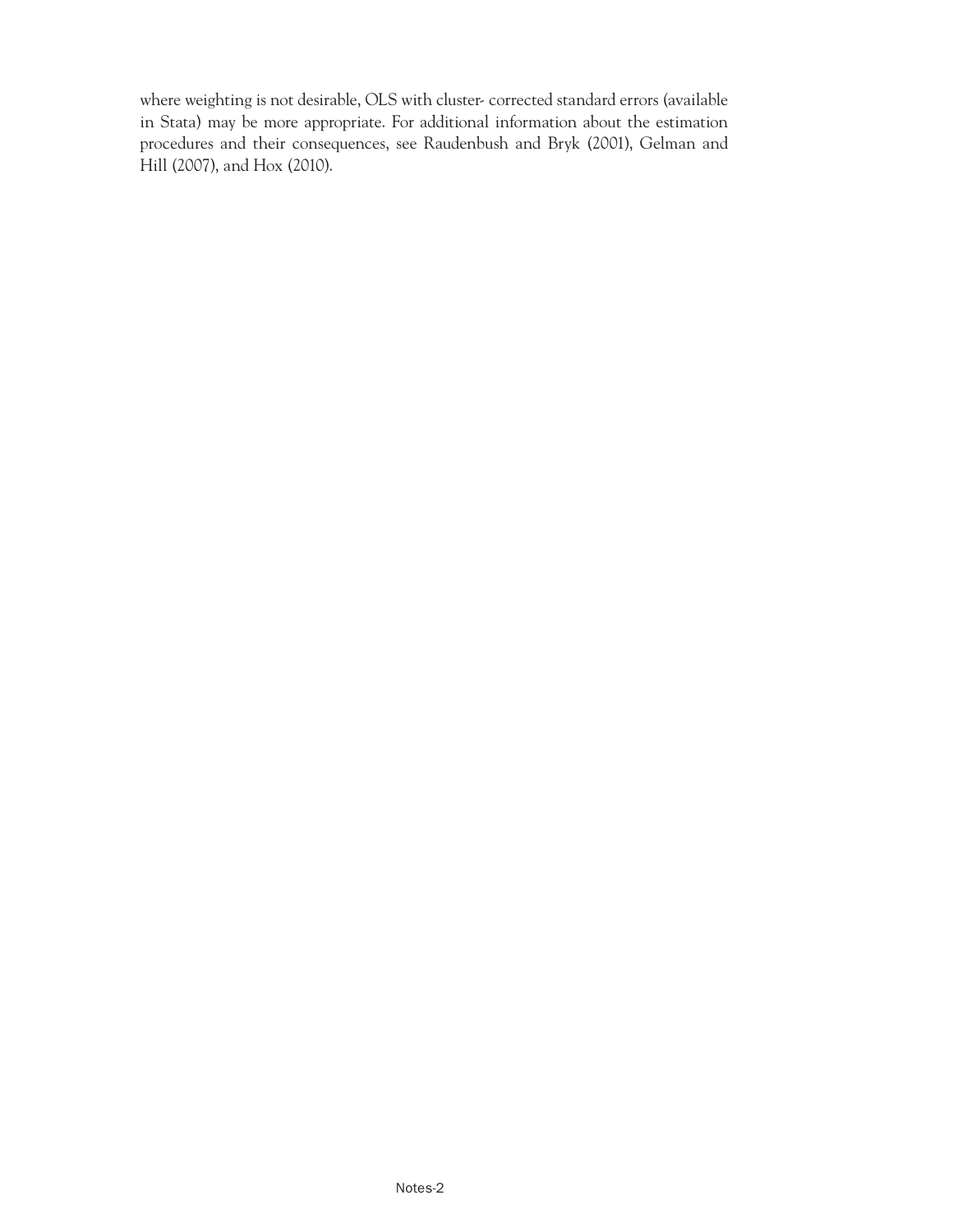where weighting is not desirable, OLS with cluster- corrected standard errors (available in Stata) may be more appropriate. For additional information about the estimation procedures and their consequences, see Raudenbush and Bryk (2001), Gelman and Hill (2007), and Hox (2010).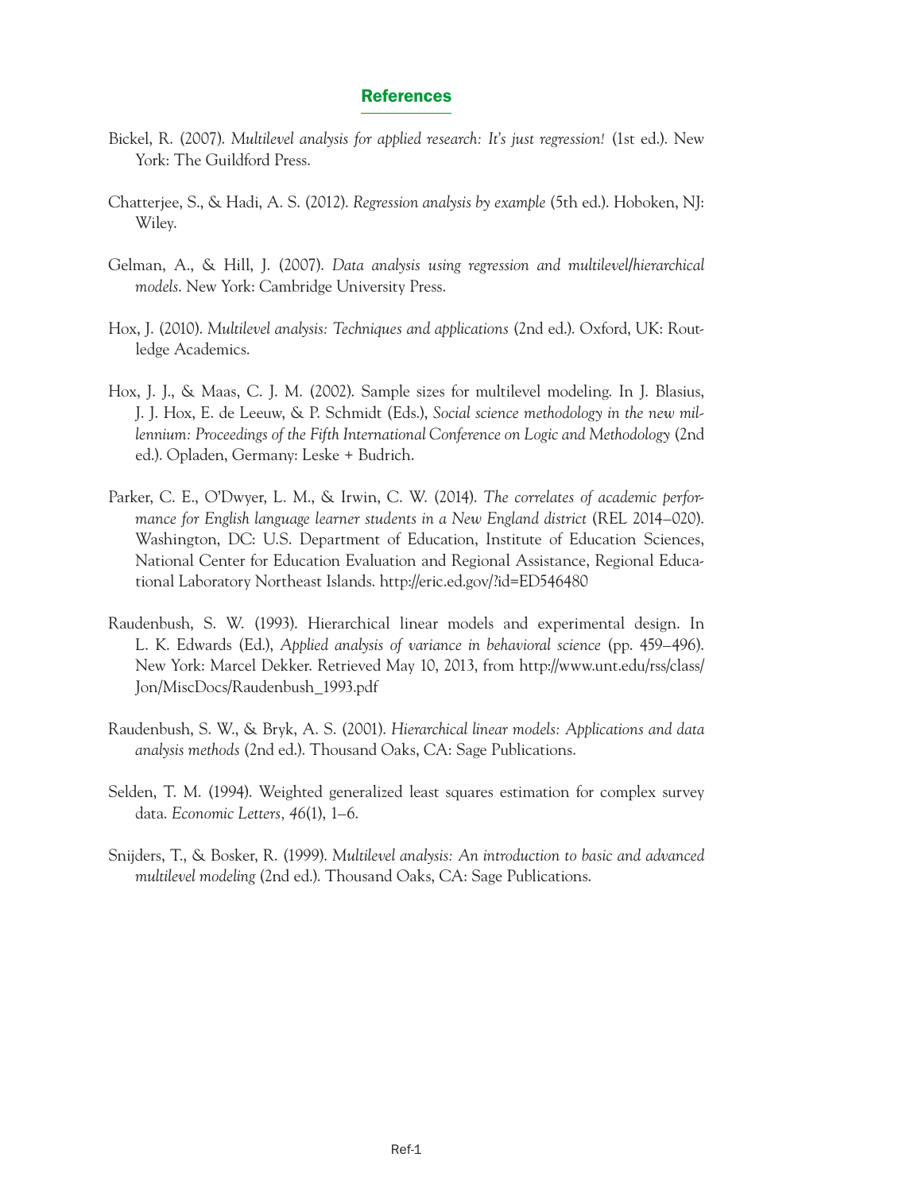# References

Bickel, R. (2007). *Multilevel analysis for applied research: It's just regression!* (1st ed.). New York: The Guildford Press.

Chatterjee, S., & Hadi, A. S. (2012). *Regression analysis by example* (5th ed.). Hoboken, NJ: Wiley.

Gelman, A., & Hill, J. (2007). *Data analysis using regression and multilevel/hierarchical models*. New York: Cambridge University Press.

Hox, J. (2010). *Multilevel analysis: Techniques and applications* (2nd ed.). Oxford, UK: Routledge Academics.

Hox, J. J., & Maas, C. J. M. (2002). Sample sizes for multilevel modeling. In J. Blasius, J. J. Hox, E. de Leeuw, & P. Schmidt (Eds.), *Social science methodology in the new millennium: Proceedings of the Fifth International Conference on Logic and Methodology* (2nd ed.). Opladen, Germany: Leske + Budrich.

Parker, C. E., O'Dwyer, L. M., & Irwin, C. W. (2014). *The correlates of academic performance for English language learner students in a New England district* (REL 2014–020). Washington, DC: U.S. Department of Education, Institute of Education Sciences, National Center for Education Evaluation and Regional Assistance, Regional Educational Laboratory Northeast Islands. http://eric.ed.gov/?id=ED546480

Raudenbush, S. W. (1993). Hierarchical linear models and experimental design. In L. K. Edwards (Ed.), *Applied analysis of variance in behavioral science* (pp. 459–496). New York: Marcel Dekker. Retrieved May 10, 2013, from http://www.unt.edu/rss/class/Jon/MiscDocs/Raudenbush_1993.pdf

Raudenbush, S. W., & Bryk, A. S. (2001). *Hierarchical linear models: Applications and data analysis methods* (2nd ed.). Thousand Oaks, CA: Sage Publications.

Selden, T. M. (1994). Weighted generalized least squares estimation for complex survey data. *Economic Letters, 46*(1), 1–6.

Snijders, T., & Bosker, R. (1999). *Multilevel analysis: An introduction to basic and advanced multilevel modeling* (2nd ed.). Thousand Oaks, CA: Sage Publications.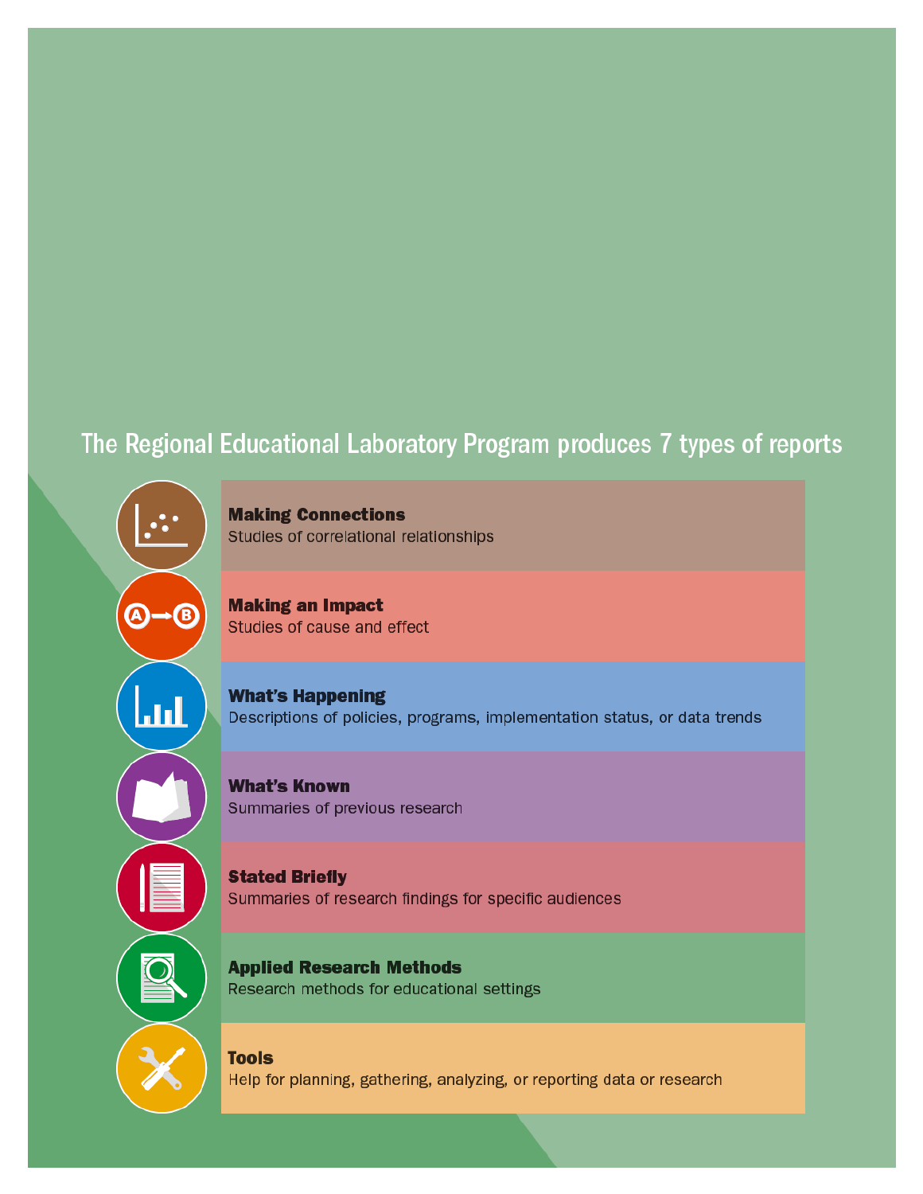The Regional Educational Laboratory Program produces 7 types of reports

**Making Connections**
Studies of correlational relationships

**Making an Impact**
Studies of cause and effect

**What's Happening**
Descriptions of policies, programs, implementation status, or data trends

**What's Known**
Summaries of previous research

**Stated Briefly**
Summaries of research findings for specific audiences

**Applied Research Methods**
Research methods for educational settings

**Tools**
Help for planning, gathering, analyzing, or reporting data or research